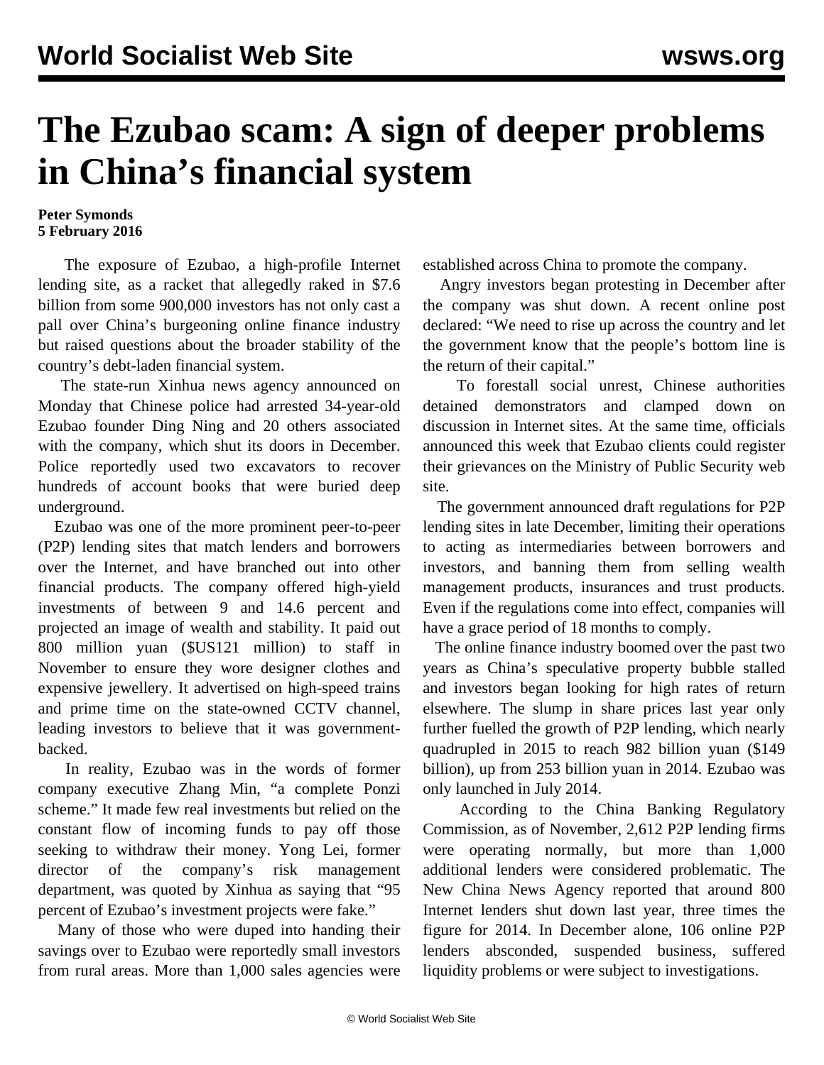# The Ezubao scam: A sign of deeper problems in China's financial system

**Peter Symonds**
**5 February 2016**

The exposure of Ezubao, a high-profile Internet lending site, as a racket that allegedly raked in $7.6 billion from some 900,000 investors has not only cast a pall over China's burgeoning online finance industry but raised questions about the broader stability of the country's debt-laden financial system.

The state-run Xinhua news agency announced on Monday that Chinese police had arrested 34-year-old Ezubao founder Ding Ning and 20 others associated with the company, which shut its doors in December. Police reportedly used two excavators to recover hundreds of account books that were buried deep underground.

Ezubao was one of the more prominent peer-to-peer (P2P) lending sites that match lenders and borrowers over the Internet, and have branched out into other financial products. The company offered high-yield investments of between 9 and 14.6 percent and projected an image of wealth and stability. It paid out 800 million yuan ($US121 million) to staff in November to ensure they wore designer clothes and expensive jewellery. It advertised on high-speed trains and prime time on the state-owned CCTV channel, leading investors to believe that it was government-backed.

In reality, Ezubao was in the words of former company executive Zhang Min, "a complete Ponzi scheme." It made few real investments but relied on the constant flow of incoming funds to pay off those seeking to withdraw their money. Yong Lei, former director of the company's risk management department, was quoted by Xinhua as saying that "95 percent of Ezubao's investment projects were fake."

Many of those who were duped into handing their savings over to Ezubao were reportedly small investors from rural areas. More than 1,000 sales agencies were established across China to promote the company.

Angry investors began protesting in December after the company was shut down. A recent online post declared: "We need to rise up across the country and let the government know that the people's bottom line is the return of their capital."

To forestall social unrest, Chinese authorities detained demonstrators and clamped down on discussion in Internet sites. At the same time, officials announced this week that Ezubao clients could register their grievances on the Ministry of Public Security web site.

The government announced draft regulations for P2P lending sites in late December, limiting their operations to acting as intermediaries between borrowers and investors, and banning them from selling wealth management products, insurances and trust products. Even if the regulations come into effect, companies will have a grace period of 18 months to comply.

The online finance industry boomed over the past two years as China's speculative property bubble stalled and investors began looking for high rates of return elsewhere. The slump in share prices last year only further fuelled the growth of P2P lending, which nearly quadrupled in 2015 to reach 982 billion yuan ($149 billion), up from 253 billion yuan in 2014. Ezubao was only launched in July 2014.

According to the China Banking Regulatory Commission, as of November, 2,612 P2P lending firms were operating normally, but more than 1,000 additional lenders were considered problematic. The New China News Agency reported that around 800 Internet lenders shut down last year, three times the figure for 2014. In December alone, 106 online P2P lenders absconded, suspended business, suffered liquidity problems or were subject to investigations.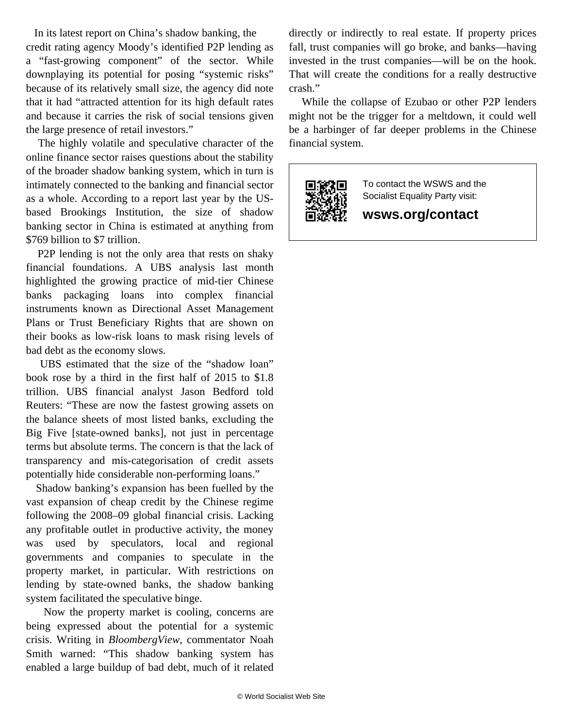In its latest report on China's shadow banking, the credit rating agency Moody's identified P2P lending as a "fast-growing component" of the sector. While downplaying its potential for posing "systemic risks" because of its relatively small size, the agency did note that it had "attracted attention for its high default rates and because it carries the risk of social tensions given the large presence of retail investors."

The highly volatile and speculative character of the online finance sector raises questions about the stability of the broader shadow banking system, which in turn is intimately connected to the banking and financial sector as a whole. According to a report last year by the US-based Brookings Institution, the size of shadow banking sector in China is estimated at anything from $769 billion to $7 trillion.

P2P lending is not the only area that rests on shaky financial foundations. A UBS analysis last month highlighted the growing practice of mid-tier Chinese banks packaging loans into complex financial instruments known as Directional Asset Management Plans or Trust Beneficiary Rights that are shown on their books as low-risk loans to mask rising levels of bad debt as the economy slows.

UBS estimated that the size of the "shadow loan" book rose by a third in the first half of 2015 to $1.8 trillion. UBS financial analyst Jason Bedford told Reuters: "These are now the fastest growing assets on the balance sheets of most listed banks, excluding the Big Five [state-owned banks], not just in percentage terms but absolute terms. The concern is that the lack of transparency and mis-categorisation of credit assets potentially hide considerable non-performing loans."

Shadow banking's expansion has been fuelled by the vast expansion of cheap credit by the Chinese regime following the 2008–09 global financial crisis. Lacking any profitable outlet in productive activity, the money was used by speculators, local and regional governments and companies to speculate in the property market, in particular. With restrictions on lending by state-owned banks, the shadow banking system facilitated the speculative binge.

Now the property market is cooling, concerns are being expressed about the potential for a systemic crisis. Writing in *BloombergView*, commentator Noah Smith warned: "This shadow banking system has enabled a large buildup of bad debt, much of it related directly or indirectly to real estate. If property prices fall, trust companies will go broke, and banks—having invested in the trust companies—will be on the hook. That will create the conditions for a really destructive crash."

While the collapse of Ezubao or other P2P lenders might not be the trigger for a meltdown, it could well be a harbinger of far deeper problems in the Chinese financial system.

To contact the WSWS and the Socialist Equality Party visit:

**wsws.org/contact**